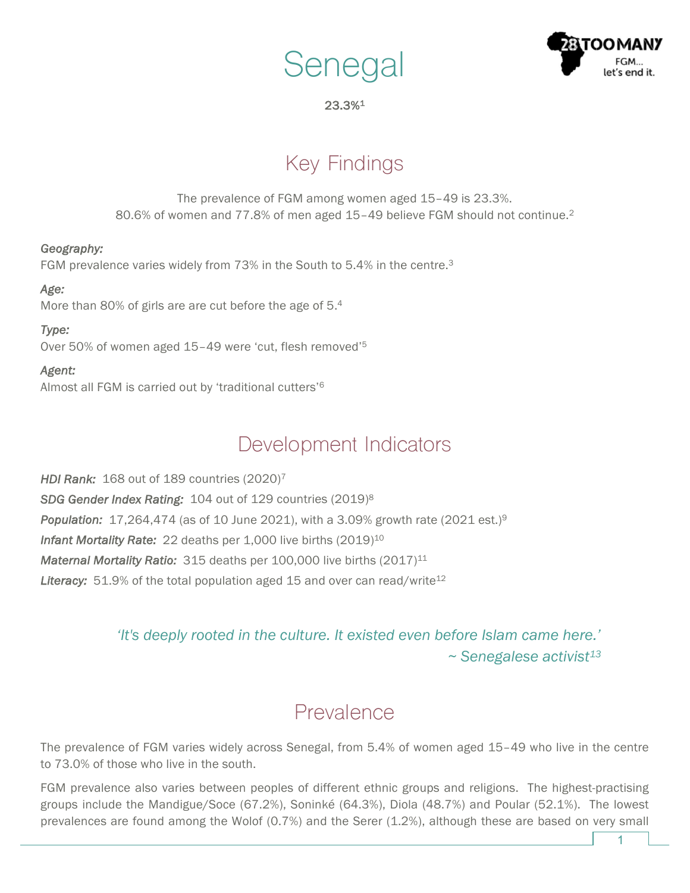# Senegal

**23.3%**[1]

## Key Findings

The prevalence of FGM among women aged 15–49 is 23.3%.
80.6% of women and 77.8% of men aged 15–49 believe FGM should not continue.[2]

*Geography:*
FGM prevalence varies widely from 73% in the South to 5.4% in the centre.[3]

*Age:*
More than 80% of girls are are cut before the age of 5.[4]

*Type:*
Over 50% of women aged 15–49 were 'cut, flesh removed'[5]

*Agent:*
Almost all FGM is carried out by 'traditional cutters'[6]

## Development Indicators

***HDI Rank:*** 168 out of 189 countries (2020)[7]

***SDG Gender Index Rating:*** 104 out of 129 countries (2019)[8]

***Population:*** 17,264,474 (as of 10 June 2021), with a 3.09% growth rate (2021 est.)[9]

***Infant Mortality Rate:*** 22 deaths per 1,000 live births (2019)[10]

***Maternal Mortality Ratio:*** 315 deaths per 100,000 live births (2017)[11]

***Literacy:*** 51.9% of the total population aged 15 and over can read/write[12]

*'It's deeply rooted in the culture. It existed even before Islam came here.'*
*~ Senegalese activist[13]*

## Prevalence

The prevalence of FGM varies widely across Senegal, from 5.4% of women aged 15–49 who live in the centre to 73.0% of those who live in the south.

FGM prevalence also varies between peoples of different ethnic groups and religions. The highest-practising groups include the Mandigue/Soce (67.2%), Soninké (64.3%), Diola (48.7%) and Poular (52.1%). The lowest prevalences are found among the Wolof (0.7%) and the Serer (1.2%), although these are based on very small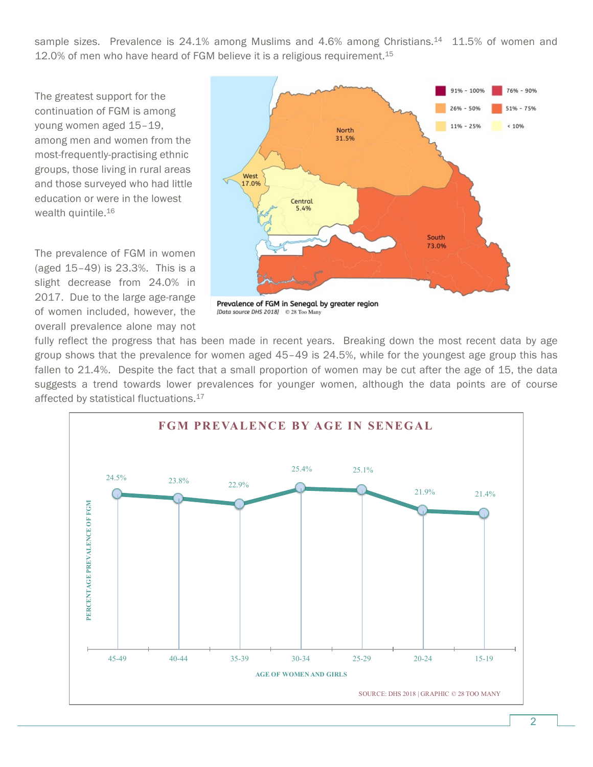sample sizes. Prevalence is 24.1% among Muslims and 4.6% among Christians.[14] 11.5% of women and 12.0% of men who have heard of FGM believe it is a religious requirement.[15]

The greatest support for the continuation of FGM is among young women aged 15–19, among men and women from the most-frequently-practising ethnic groups, those living in rural areas and those surveyed who had little education or were in the lowest wealth quintile.[16]

The prevalence of FGM in women (aged 15–49) is 23.3%. This is a slight decrease from 24.0% in 2017. Due to the large age-range of women included, however, the overall prevalence alone may not fully reflect the progress that has been made in recent years. Breaking down the most recent data by age group shows that the prevalence for women aged 45–49 is 24.5%, while for the youngest age group this has fallen to 21.4%. Despite the fact that a small proportion of women may be cut after the age of 15, the data suggests a trend towards lower prevalences for younger women, although the data points are of course affected by statistical fluctuations.[17]

Prevalence of FGM in Senegal by greater region
*[Data source DHS 2018]* © 28 Too Many

| Region | Prevalence |
|---|---|
| North | 31.5% |
| West | 17.0% |
| Central | 5.4% |
| South | 73.0% |

**FGM PREVALENCE BY AGE IN SENEGAL**

| Age of women and girls | 45-49 | 40-44 | 35-39 | 30-34 | 25-29 | 20-24 | 15-19 |
|---|---|---|---|---|---|---|---|
| Percentage prevalence of FGM | 24.5% | 23.8% | 22.9% | 25.4% | 25.1% | 21.9% | 21.4% |

SOURCE: DHS 2018 | GRAPHIC © 28 TOO MANY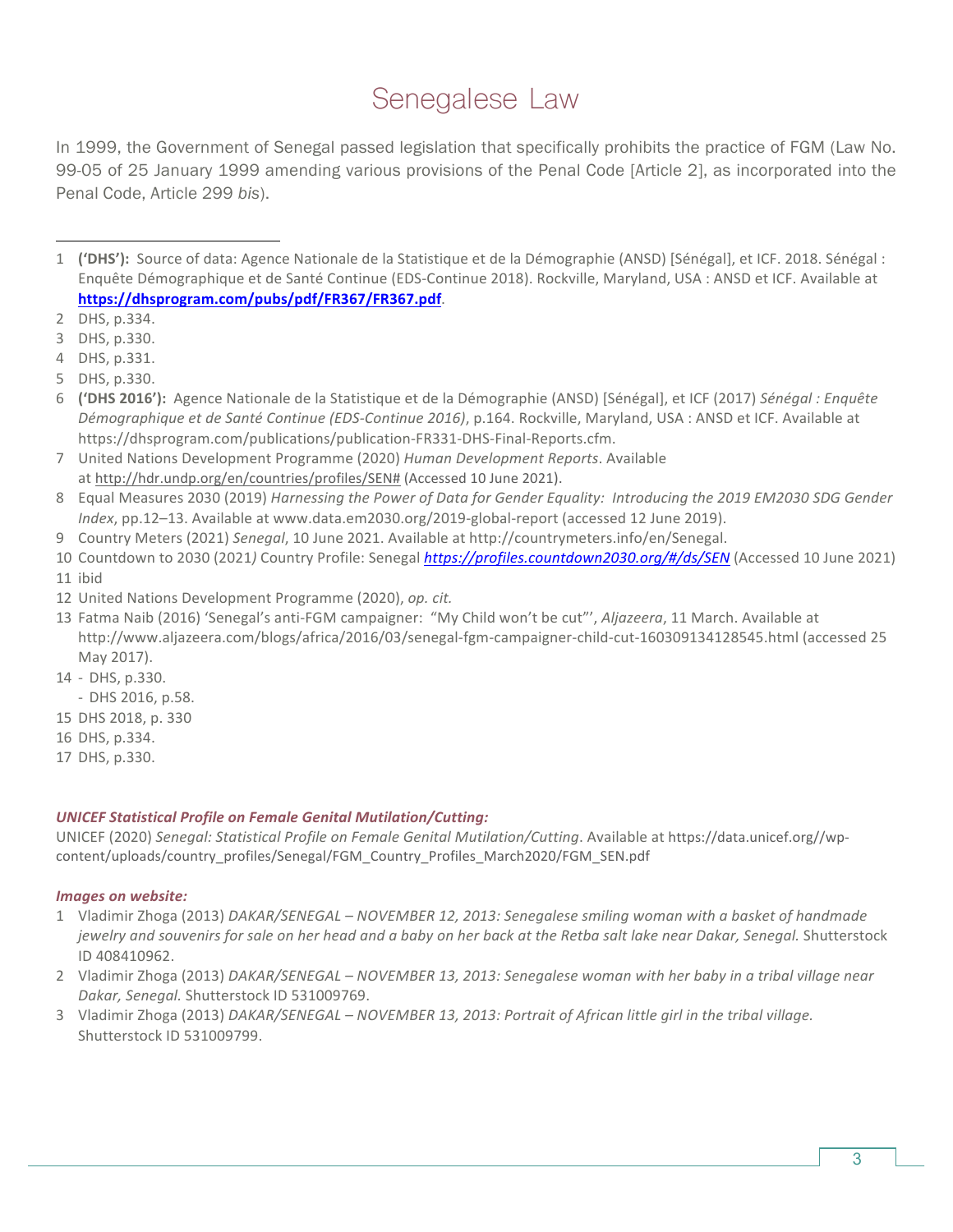# Senegalese Law

In 1999, the Government of Senegal passed legislation that specifically prohibits the practice of FGM (Law No. 99-05 of 25 January 1999 amending various provisions of the Penal Code [Article 2], as incorporated into the Penal Code, Article 299 *bis*).

---

1 **('DHS'):** Source of data: Agence Nationale de la Statistique et de la Démographie (ANSD) [Sénégal], et ICF. 2018. Sénégal : Enquête Démographique et de Santé Continue (EDS-Continue 2018). Rockville, Maryland, USA : ANSD et ICF. Available at **https://dhsprogram.com/pubs/pdf/FR367/FR367.pdf**.

2 DHS, p.334.

3 DHS, p.330.

4 DHS, p.331.

5 DHS, p.330.

6 **('DHS 2016'):** Agence Nationale de la Statistique et de la Démographie (ANSD) [Sénégal], et ICF (2017) *Sénégal : Enquête Démographique et de Santé Continue (EDS-Continue 2016)*, p.164. Rockville, Maryland, USA : ANSD et ICF. Available at https://dhsprogram.com/publications/publication-FR331-DHS-Final-Reports.cfm.

7 United Nations Development Programme (2020) *Human Development Reports*. Available at http://hdr.undp.org/en/countries/profiles/SEN# (Accessed 10 June 2021).

8 Equal Measures 2030 (2019) *Harnessing the Power of Data for Gender Equality: Introducing the 2019 EM2030 SDG Gender Index*, pp.12–13. Available at www.data.em2030.org/2019-global-report (accessed 12 June 2019).

9 Country Meters (2021) *Senegal*, 10 June 2021. Available at http://countrymeters.info/en/Senegal.

10 Countdown to 2030 (2021*)* Country Profile: Senegal *https://profiles.countdown2030.org/#/ds/SEN* (Accessed 10 June 2021)

11 ibid

12 United Nations Development Programme (2020), *op. cit.*

13 Fatma Naib (2016) 'Senegal's anti-FGM campaigner: "My Child won't be cut"', *Aljazeera*, 11 March. Available at http://www.aljazeera.com/blogs/africa/2016/03/senegal-fgm-campaigner-child-cut-160309134128545.html (accessed 25 May 2017).

14 - DHS, p.330.
 - DHS 2016, p.58.

15 DHS 2018, p. 330

16 DHS, p.334.

17 DHS, p.330.

***UNICEF Statistical Profile on Female Genital Mutilation/Cutting:***

UNICEF (2020) *Senegal: Statistical Profile on Female Genital Mutilation/Cutting*. Available at https://data.unicef.org//wp-content/uploads/country_profiles/Senegal/FGM_Country_Profiles_March2020/FGM_SEN.pdf

***Images on website:***

1 Vladimir Zhoga (2013) *DAKAR/SENEGAL – NOVEMBER 12, 2013: Senegalese smiling woman with a basket of handmade jewelry and souvenirs for sale on her head and a baby on her back at the Retba salt lake near Dakar, Senegal.* Shutterstock ID 408410962.

2 Vladimir Zhoga (2013) *DAKAR/SENEGAL – NOVEMBER 13, 2013: Senegalese woman with her baby in a tribal village near Dakar, Senegal.* Shutterstock ID 531009769.

3 Vladimir Zhoga (2013) *DAKAR/SENEGAL – NOVEMBER 13, 2013: Portrait of African little girl in the tribal village.* Shutterstock ID 531009799.